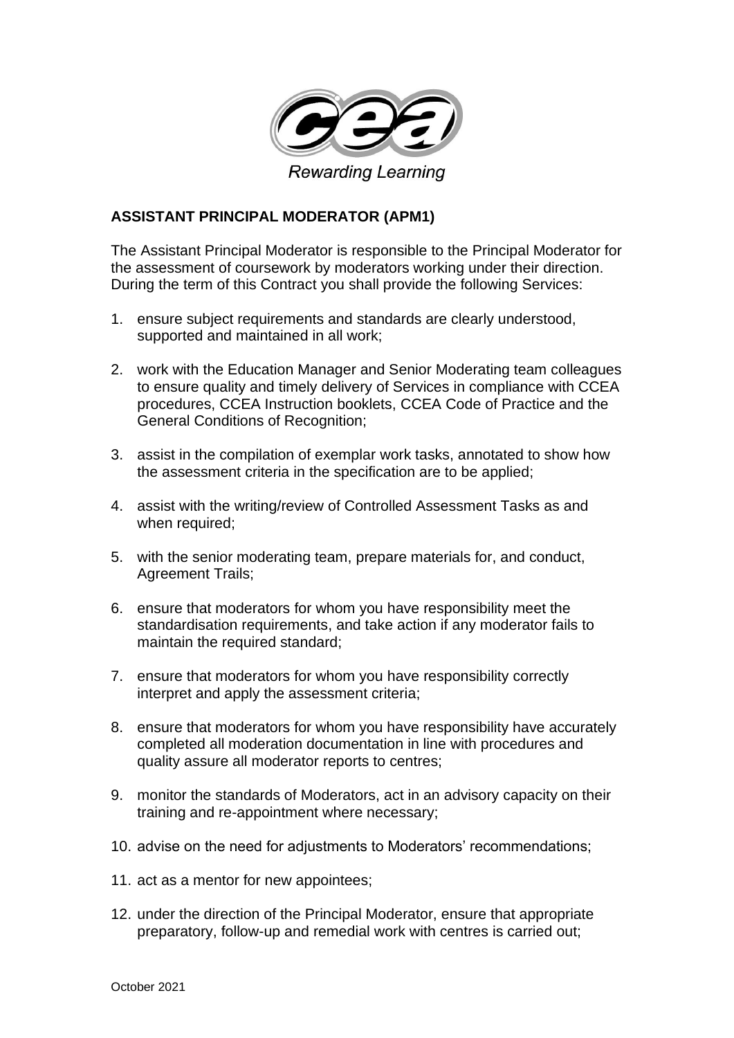Rewarding Learning

**ASSISTANT PRINCIPAL MODERATOR (APM1)**

The Assistant Principal Moderator is responsible to the Principal Moderator for the assessment of coursework by moderators working under their direction. During the term of this Contract you shall provide the following Services:

1. ensure subject requirements and standards are clearly understood, supported and maintained in all work;
2. work with the Education Manager and Senior Moderating team colleagues to ensure quality and timely delivery of Services in compliance with CCEA procedures, CCEA Instruction booklets, CCEA Code of Practice and the General Conditions of Recognition;
3. assist in the compilation of exemplar work tasks, annotated to show how the assessment criteria in the specification are to be applied;
4. assist with the writing/review of Controlled Assessment Tasks as and when required;
5. with the senior moderating team, prepare materials for, and conduct, Agreement Trails;
6. ensure that moderators for whom you have responsibility meet the standardisation requirements, and take action if any moderator fails to maintain the required standard;
7. ensure that moderators for whom you have responsibility correctly interpret and apply the assessment criteria;
8. ensure that moderators for whom you have responsibility have accurately completed all moderation documentation in line with procedures and quality assure all moderator reports to centres;
9. monitor the standards of Moderators, act in an advisory capacity on their training and re-appointment where necessary;
10. advise on the need for adjustments to Moderators' recommendations;
11. act as a mentor for new appointees;
12. under the direction of the Principal Moderator, ensure that appropriate preparatory, follow-up and remedial work with centres is carried out;

October 2021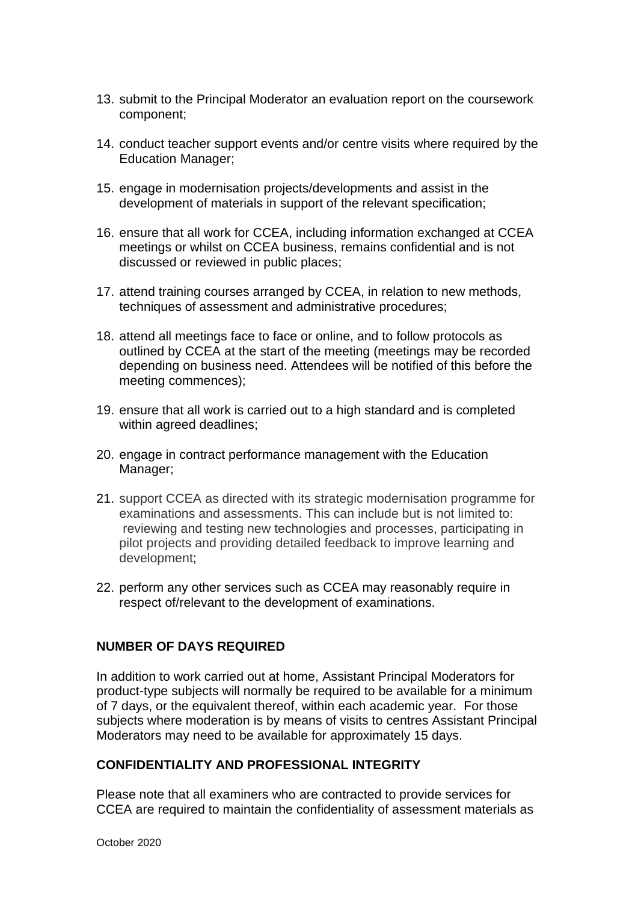13. submit to the Principal Moderator an evaluation report on the coursework component;

14. conduct teacher support events and/or centre visits where required by the Education Manager;

15. engage in modernisation projects/developments and assist in the development of materials in support of the relevant specification;

16. ensure that all work for CCEA, including information exchanged at CCEA meetings or whilst on CCEA business, remains confidential and is not discussed or reviewed in public places;

17. attend training courses arranged by CCEA, in relation to new methods, techniques of assessment and administrative procedures;

18. attend all meetings face to face or online, and to follow protocols as outlined by CCEA at the start of the meeting (meetings may be recorded depending on business need. Attendees will be notified of this before the meeting commences);

19. ensure that all work is carried out to a high standard and is completed within agreed deadlines;

20. engage in contract performance management with the Education Manager;

21. support CCEA as directed with its strategic modernisation programme for examinations and assessments. This can include but is not limited to: reviewing and testing new technologies and processes, participating in pilot projects and providing detailed feedback to improve learning and development;

22. perform any other services such as CCEA may reasonably require in respect of/relevant to the development of examinations.

**NUMBER OF DAYS REQUIRED**

In addition to work carried out at home, Assistant Principal Moderators for product-type subjects will normally be required to be available for a minimum of 7 days, or the equivalent thereof, within each academic year. For those subjects where moderation is by means of visits to centres Assistant Principal Moderators may need to be available for approximately 15 days.

**CONFIDENTIALITY AND PROFESSIONAL INTEGRITY**

Please note that all examiners who are contracted to provide services for CCEA are required to maintain the confidentiality of assessment materials as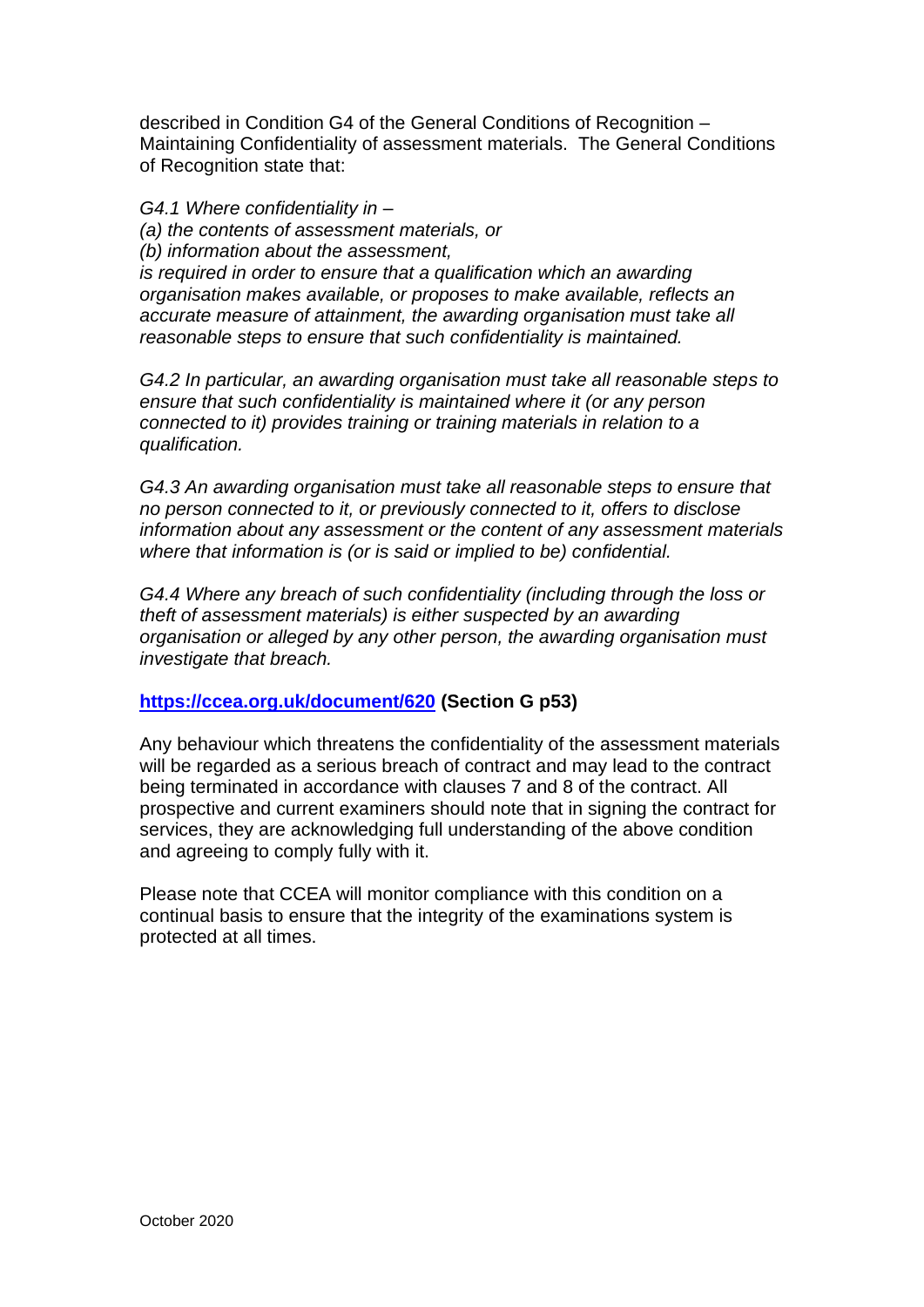described in Condition G4 of the General Conditions of Recognition – Maintaining Confidentiality of assessment materials. The General Conditions of Recognition state that:

*G4.1 Where confidentiality in –*
*(a) the contents of assessment materials, or*
*(b) information about the assessment,*
*is required in order to ensure that a qualification which an awarding organisation makes available, or proposes to make available, reflects an accurate measure of attainment, the awarding organisation must take all reasonable steps to ensure that such confidentiality is maintained.*

*G4.2 In particular, an awarding organisation must take all reasonable steps to ensure that such confidentiality is maintained where it (or any person connected to it) provides training or training materials in relation to a qualification.*

*G4.3 An awarding organisation must take all reasonable steps to ensure that no person connected to it, or previously connected to it, offers to disclose information about any assessment or the content of any assessment materials where that information is (or is said or implied to be) confidential.*

*G4.4 Where any breach of such confidentiality (including through the loss or theft of assessment materials) is either suspected by an awarding organisation or alleged by any other person, the awarding organisation must investigate that breach.*

**[https://ccea.org.uk/document/620](https://ccea.org.uk/document/620) (Section G p53)**

Any behaviour which threatens the confidentiality of the assessment materials will be regarded as a serious breach of contract and may lead to the contract being terminated in accordance with clauses 7 and 8 of the contract. All prospective and current examiners should note that in signing the contract for services, they are acknowledging full understanding of the above condition and agreeing to comply fully with it.

Please note that CCEA will monitor compliance with this condition on a continual basis to ensure that the integrity of the examinations system is protected at all times.

October 2020